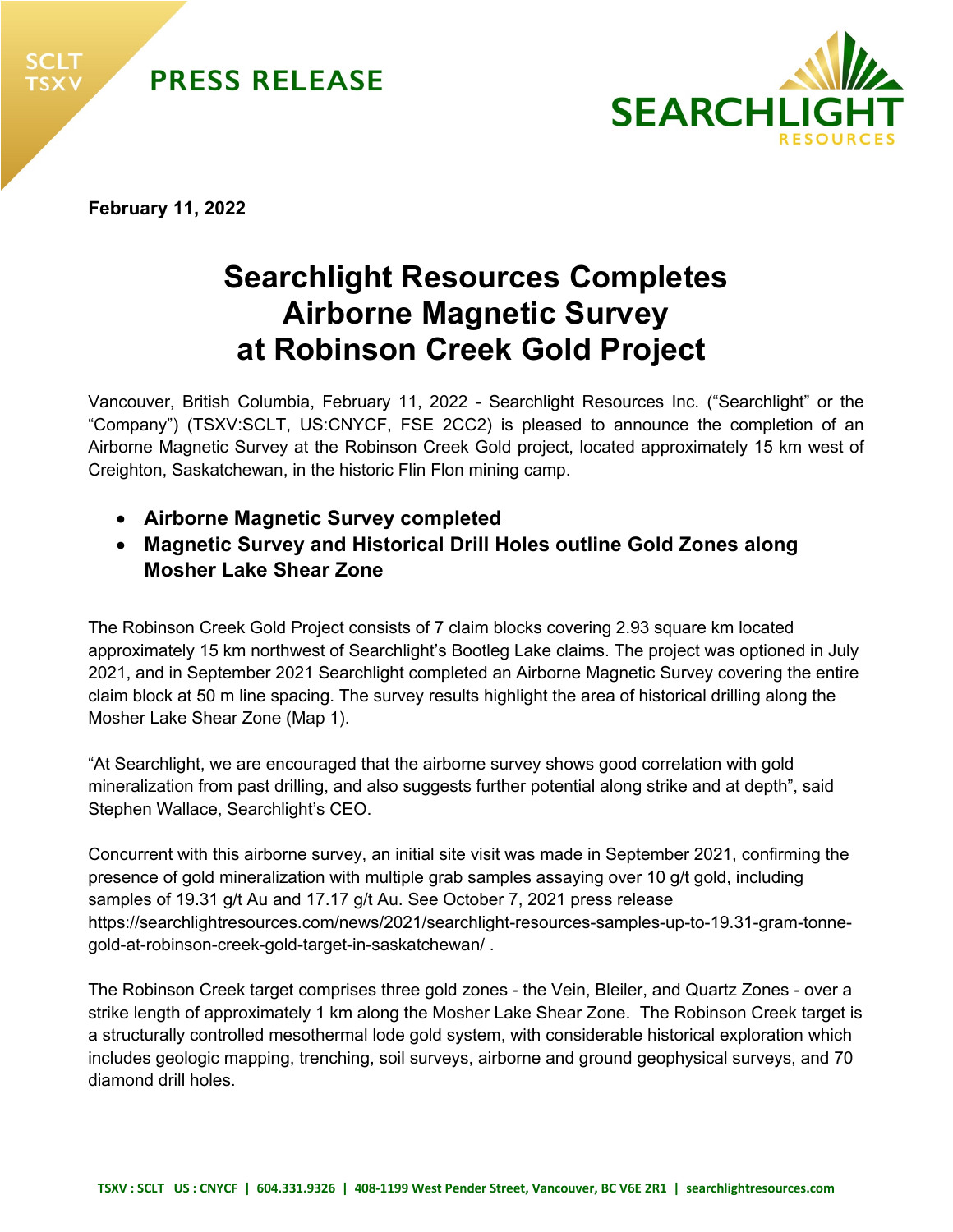**PRESS RELEASE**

**February 11, 2022**

# Searchlight Resources Completes Airborne Magnetic Survey at Robinson Creek Gold Project

Vancouver, British Columbia, February 11, 2022 - Searchlight Resources Inc. ("Searchlight" or the "Company") (TSXV:SCLT, US:CNYCF, FSE 2CC2) is pleased to announce the completion of an Airborne Magnetic Survey at the Robinson Creek Gold project, located approximately 15 km west of Creighton, Saskatchewan, in the historic Flin Flon mining camp.

- **Airborne Magnetic Survey completed**
- **Magnetic Survey and Historical Drill Holes outline Gold Zones along Mosher Lake Shear Zone**

The Robinson Creek Gold Project consists of 7 claim blocks covering 2.93 square km located approximately 15 km northwest of Searchlight's Bootleg Lake claims. The project was optioned in July 2021, and in September 2021 Searchlight completed an Airborne Magnetic Survey covering the entire claim block at 50 m line spacing. The survey results highlight the area of historical drilling along the Mosher Lake Shear Zone (Map 1).

"At Searchlight, we are encouraged that the airborne survey shows good correlation with gold mineralization from past drilling, and also suggests further potential along strike and at depth", said Stephen Wallace, Searchlight's CEO.

Concurrent with this airborne survey, an initial site visit was made in September 2021, confirming the presence of gold mineralization with multiple grab samples assaying over 10 g/t gold, including samples of 19.31 g/t Au and 17.17 g/t Au. See October 7, 2021 press release https://searchlightresources.com/news/2021/searchlight-resources-samples-up-to-19.31-gram-tonne-gold-at-robinson-creek-gold-target-in-saskatchewan/ .

The Robinson Creek target comprises three gold zones - the Vein, Bleiler, and Quartz Zones - over a strike length of approximately 1 km along the Mosher Lake Shear Zone. The Robinson Creek target is a structurally controlled mesothermal lode gold system, with considerable historical exploration which includes geologic mapping, trenching, soil surveys, airborne and ground geophysical surveys, and 70 diamond drill holes.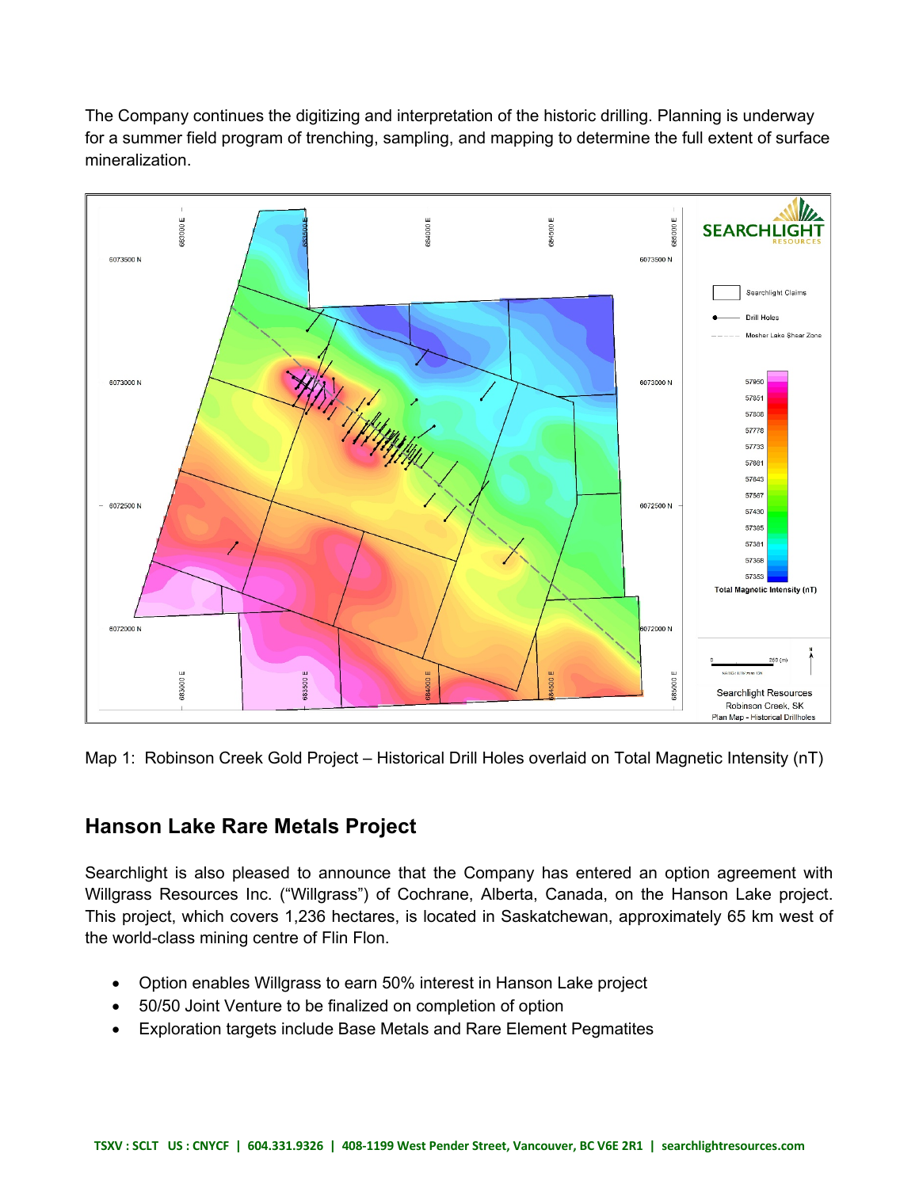The Company continues the digitizing and interpretation of the historic drilling. Planning is underway for a summer field program of trenching, sampling, and mapping to determine the full extent of surface mineralization.

Map 1: Robinson Creek Gold Project – Historical Drill Holes overlaid on Total Magnetic Intensity (nT)

## Hanson Lake Rare Metals Project

Searchlight is also pleased to announce that the Company has entered an option agreement with Willgrass Resources Inc. ("Willgrass") of Cochrane, Alberta, Canada, on the Hanson Lake project. This project, which covers 1,236 hectares, is located in Saskatchewan, approximately 65 km west of the world-class mining centre of Flin Flon.

- Option enables Willgrass to earn 50% interest in Hanson Lake project
- 50/50 Joint Venture to be finalized on completion of option
- Exploration targets include Base Metals and Rare Element Pegmatites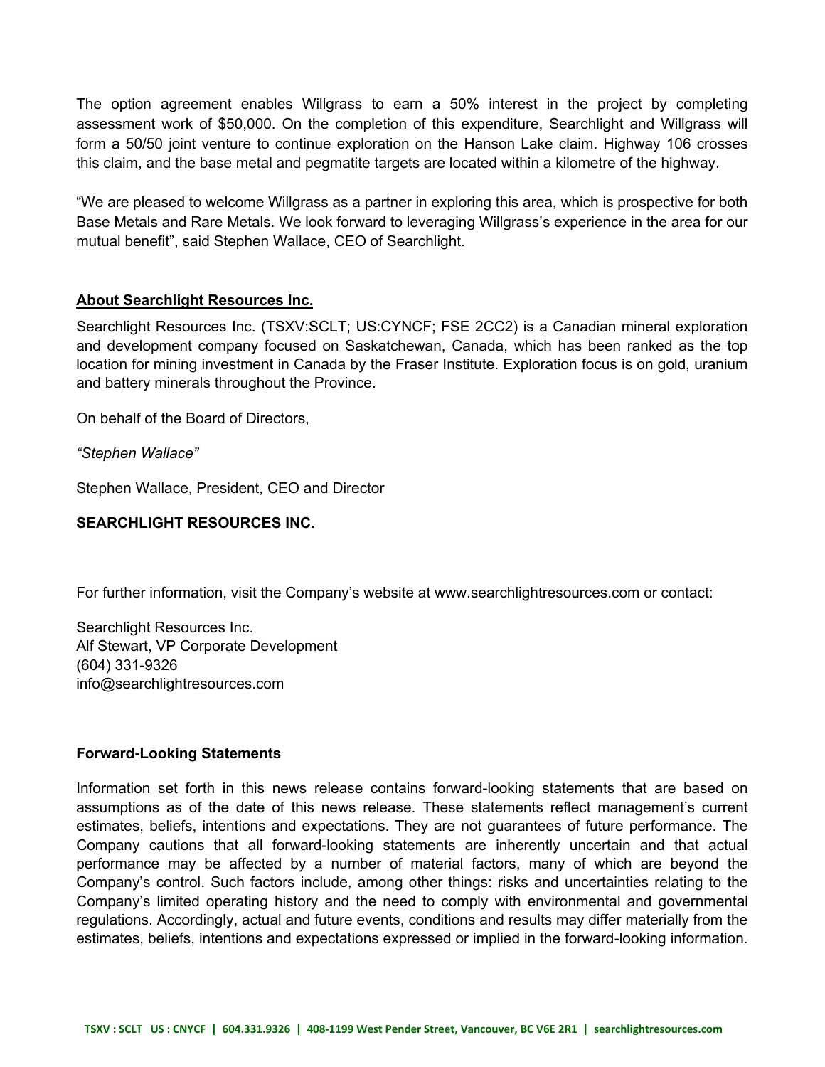The option agreement enables Willgrass to earn a 50% interest in the project by completing assessment work of $50,000. On the completion of this expenditure, Searchlight and Willgrass will form a 50/50 joint venture to continue exploration on the Hanson Lake claim. Highway 106 crosses this claim, and the base metal and pegmatite targets are located within a kilometre of the highway.

“We are pleased to welcome Willgrass as a partner in exploring this area, which is prospective for both Base Metals and Rare Metals. We look forward to leveraging Willgrass’s experience in the area for our mutual benefit”, said Stephen Wallace, CEO of Searchlight.

**About Searchlight Resources Inc.**

Searchlight Resources Inc. (TSXV:SCLT; US:CYNCF; FSE 2CC2) is a Canadian mineral exploration and development company focused on Saskatchewan, Canada, which has been ranked as the top location for mining investment in Canada by the Fraser Institute. Exploration focus is on gold, uranium and battery minerals throughout the Province.

On behalf of the Board of Directors,

*“Stephen Wallace”*

Stephen Wallace, President, CEO and Director

**SEARCHLIGHT RESOURCES INC.**

For further information, visit the Company’s website at www.searchlightresources.com or contact:

Searchlight Resources Inc.
Alf Stewart, VP Corporate Development
(604) 331-9326
info@searchlightresources.com

**Forward-Looking Statements**

Information set forth in this news release contains forward-looking statements that are based on assumptions as of the date of this news release. These statements reflect management’s current estimates, beliefs, intentions and expectations. They are not guarantees of future performance. The Company cautions that all forward-looking statements are inherently uncertain and that actual performance may be affected by a number of material factors, many of which are beyond the Company’s control. Such factors include, among other things: risks and uncertainties relating to the Company’s limited operating history and the need to comply with environmental and governmental regulations. Accordingly, actual and future events, conditions and results may differ materially from the estimates, beliefs, intentions and expectations expressed or implied in the forward-looking information.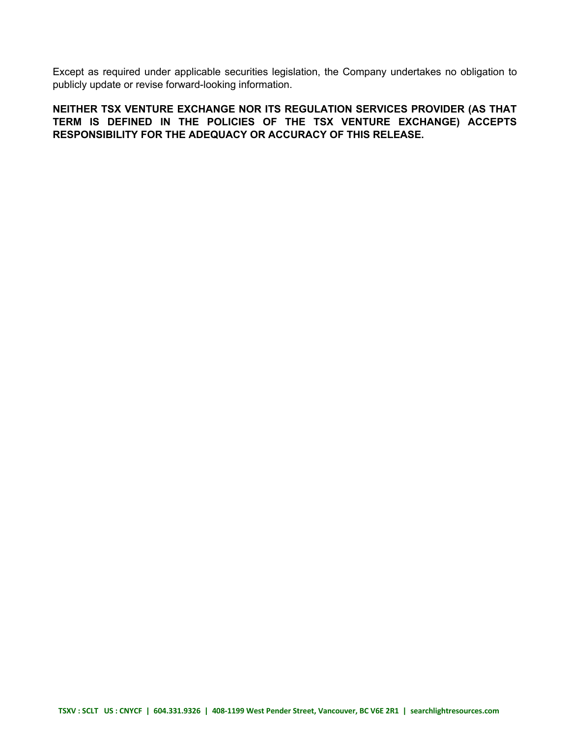Except as required under applicable securities legislation, the Company undertakes no obligation to publicly update or revise forward-looking information.

**NEITHER TSX VENTURE EXCHANGE NOR ITS REGULATION SERVICES PROVIDER (AS THAT TERM IS DEFINED IN THE POLICIES OF THE TSX VENTURE EXCHANGE) ACCEPTS RESPONSIBILITY FOR THE ADEQUACY OR ACCURACY OF THIS RELEASE.**